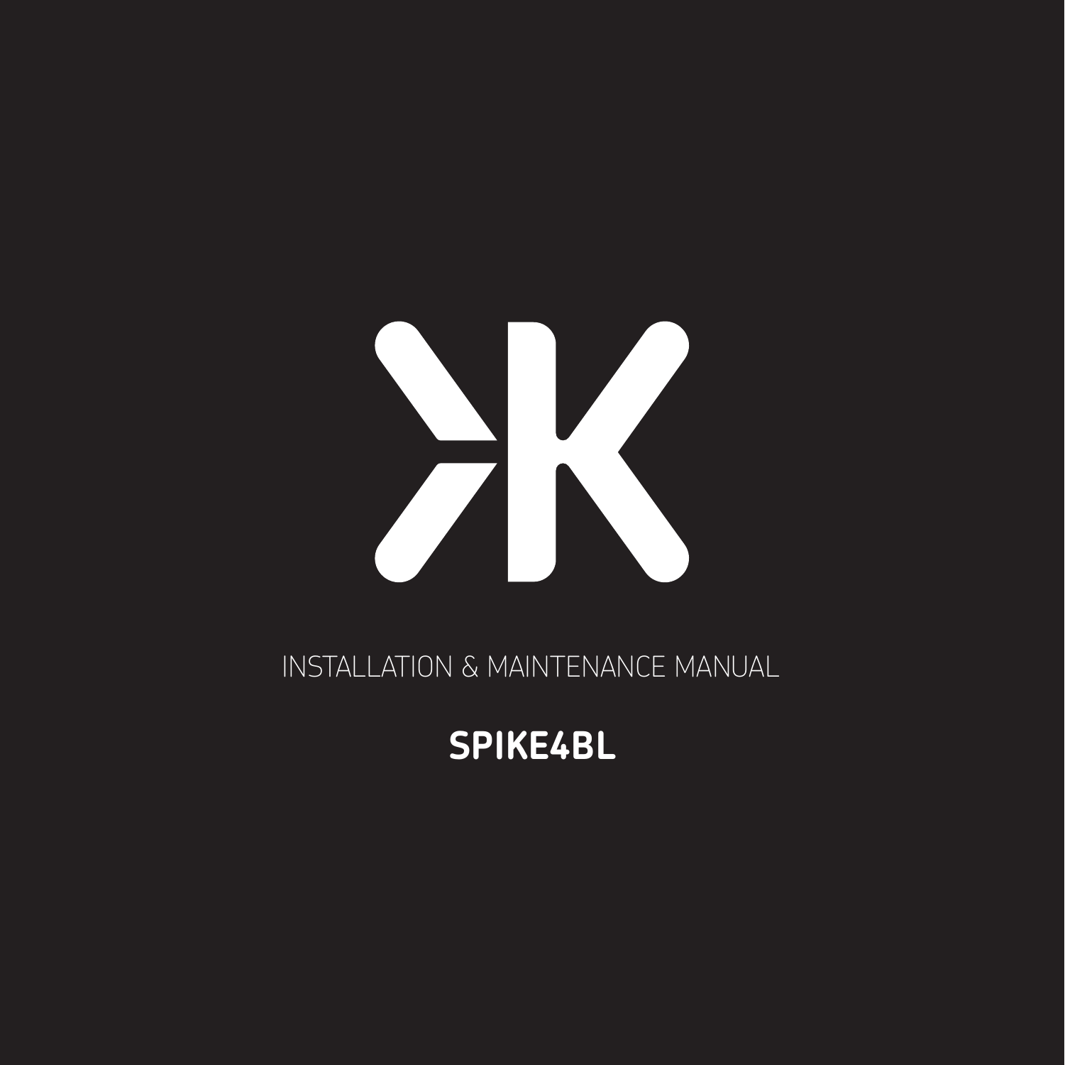INSTALLATION & MAINTENANCE MANUAL

# SPIKE4BL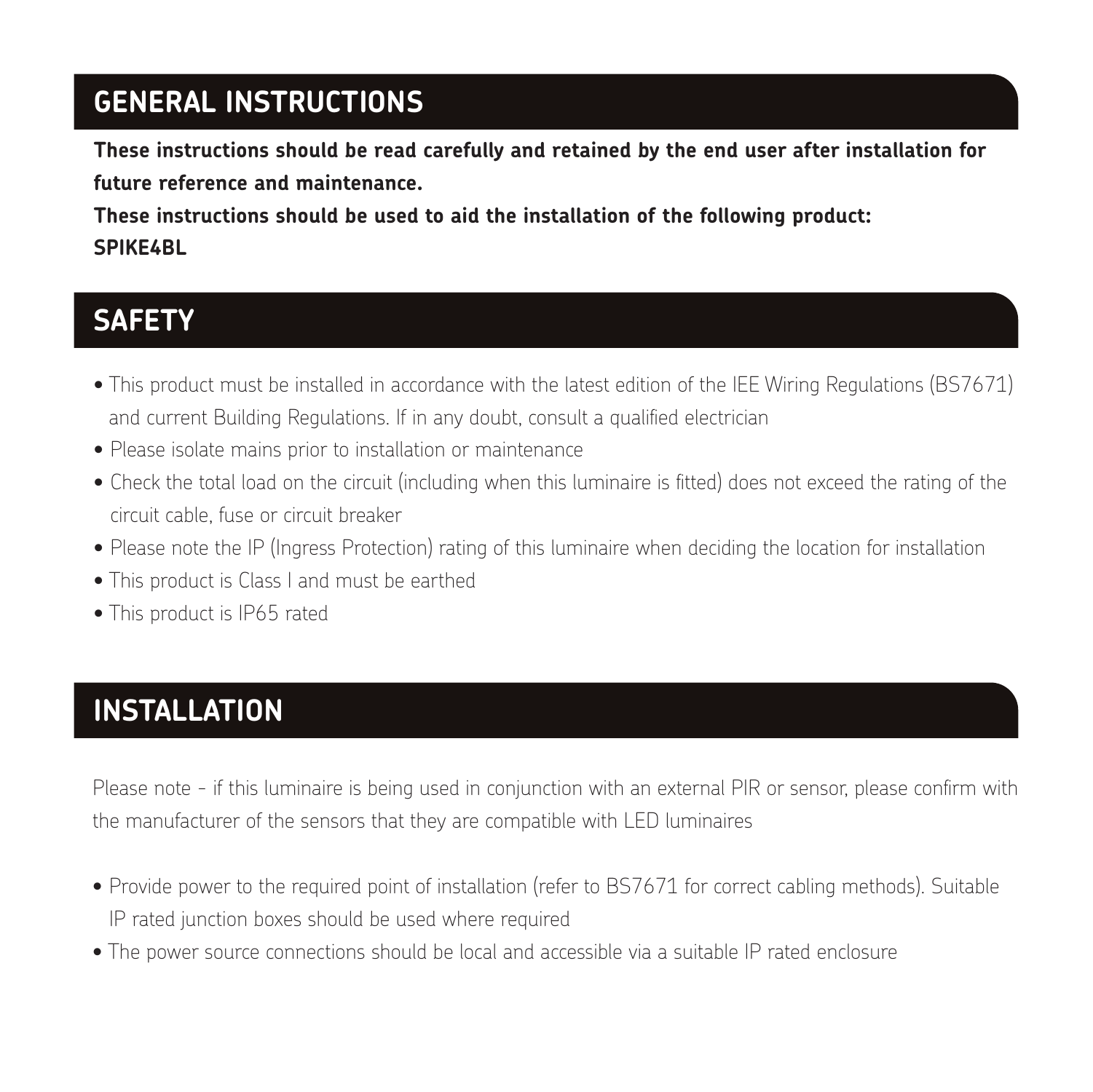## GENERAL INSTRUCTIONS

**These instructions should be read carefully and retained by the end user after installation for future reference and maintenance.**

**These instructions should be used to aid the installation of the following product:**
**SPIKE4BL**

## SAFETY

- This product must be installed in accordance with the latest edition of the IEE Wiring Regulations (BS7671) and current Building Regulations. If in any doubt, consult a qualified electrician
- Please isolate mains prior to installation or maintenance
- Check the total load on the circuit (including when this luminaire is fitted) does not exceed the rating of the circuit cable, fuse or circuit breaker
- Please note the IP (Ingress Protection) rating of this luminaire when deciding the location for installation
- This product is Class I and must be earthed
- This product is IP65 rated

## INSTALLATION

Please note - if this luminaire is being used in conjunction with an external PIR or sensor, please confirm with the manufacturer of the sensors that they are compatible with LED luminaires

- Provide power to the required point of installation (refer to BS7671 for correct cabling methods). Suitable IP rated junction boxes should be used where required
- The power source connections should be local and accessible via a suitable IP rated enclosure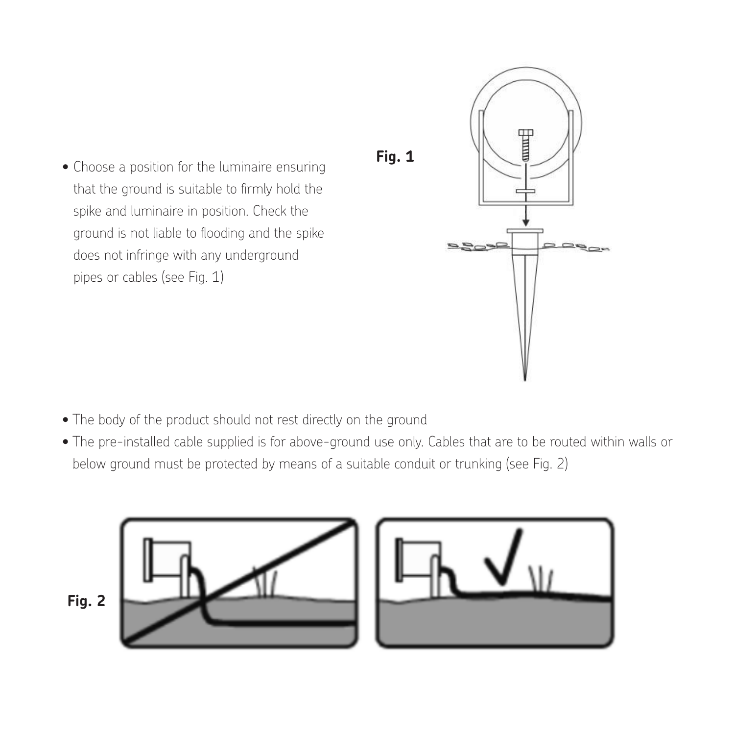- Choose a position for the luminaire ensuring that the ground is suitable to firmly hold the spike and luminaire in position. Check the ground is not liable to flooding and the spike does not infringe with any underground pipes or cables (see Fig. 1)

**Fig. 1**

- The body of the product should not rest directly on the ground
- The pre-installed cable supplied is for above-ground use only. Cables that are to be routed within walls or below ground must be protected by means of a suitable conduit or trunking (see Fig. 2)

**Fig. 2**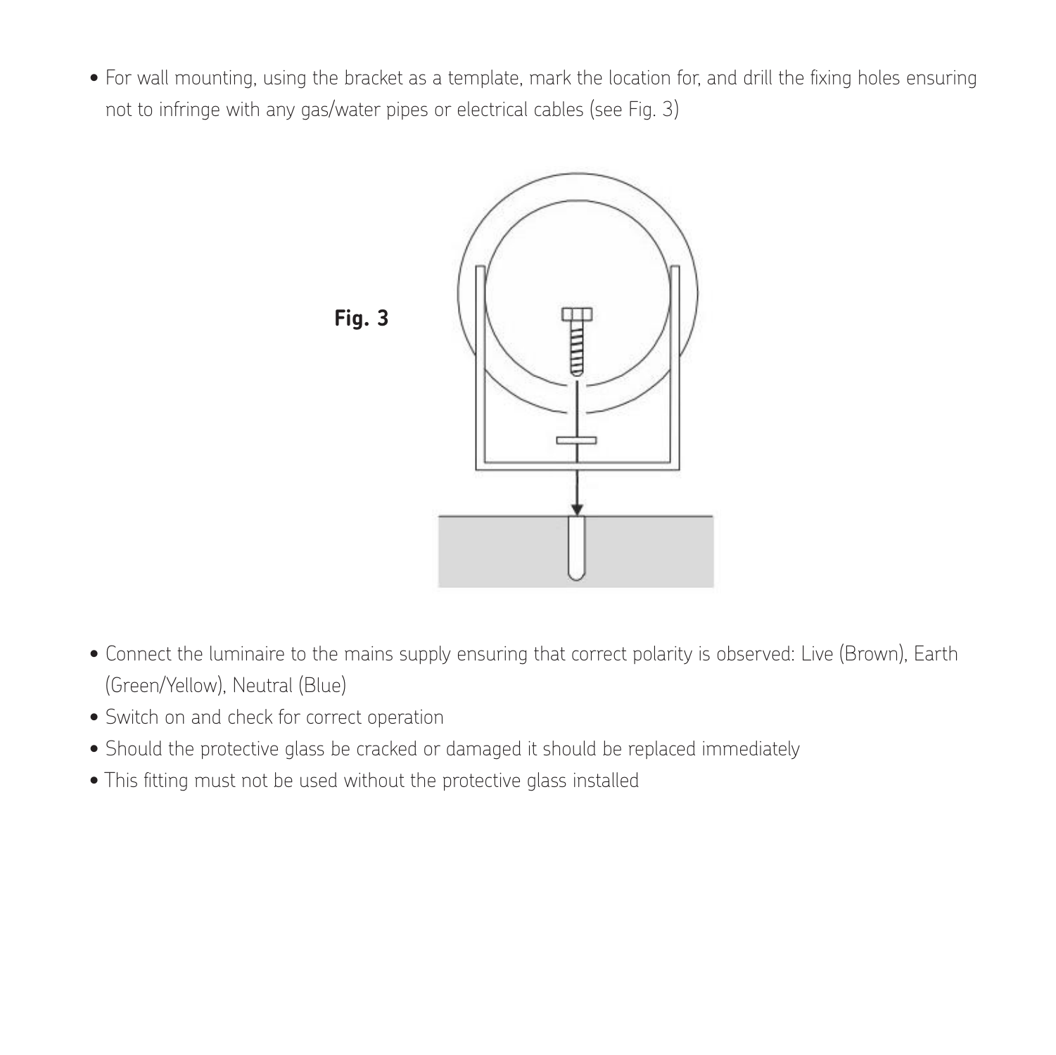- For wall mounting, using the bracket as a template, mark the location for, and drill the fixing holes ensuring not to infringe with any gas/water pipes or electrical cables (see Fig. 3)

**Fig. 3**

- Connect the luminaire to the mains supply ensuring that correct polarity is observed: Live (Brown), Earth (Green/Yellow), Neutral (Blue)
- Switch on and check for correct operation
- Should the protective glass be cracked or damaged it should be replaced immediately
- This fitting must not be used without the protective glass installed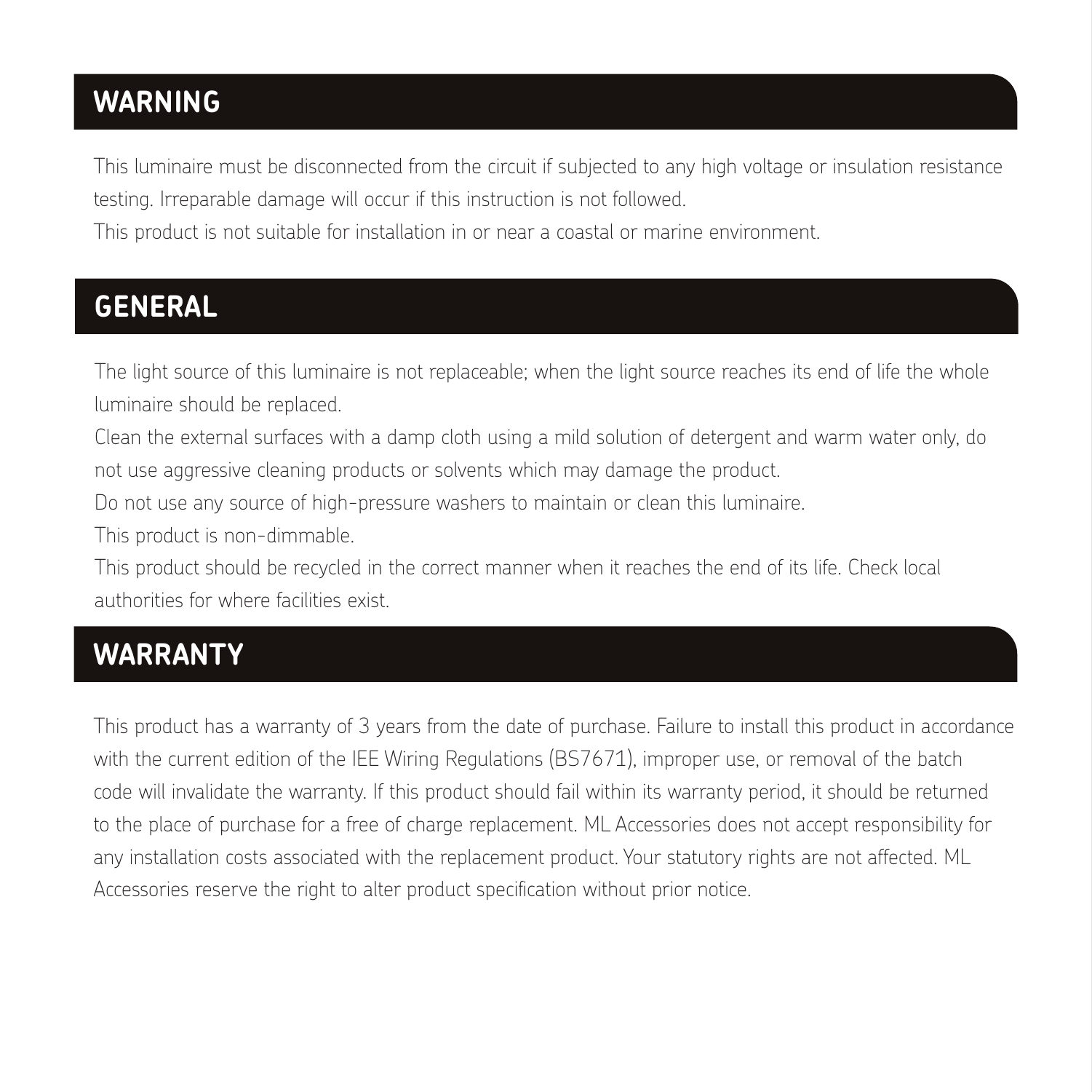## WARNING

This luminaire must be disconnected from the circuit if subjected to any high voltage or insulation resistance testing. Irreparable damage will occur if this instruction is not followed.
This product is not suitable for installation in or near a coastal or marine environment.

## GENERAL

The light source of this luminaire is not replaceable; when the light source reaches its end of life the whole luminaire should be replaced.
Clean the external surfaces with a damp cloth using a mild solution of detergent and warm water only, do not use aggressive cleaning products or solvents which may damage the product.
Do not use any source of high-pressure washers to maintain or clean this luminaire.
This product is non-dimmable.
This product should be recycled in the correct manner when it reaches the end of its life. Check local authorities for where facilities exist.

## WARRANTY

This product has a warranty of 3 years from the date of purchase. Failure to install this product in accordance with the current edition of the IEE Wiring Regulations (BS7671), improper use, or removal of the batch code will invalidate the warranty. If this product should fail within its warranty period, it should be returned to the place of purchase for a free of charge replacement. ML Accessories does not accept responsibility for any installation costs associated with the replacement product. Your statutory rights are not affected. ML Accessories reserve the right to alter product specification without prior notice.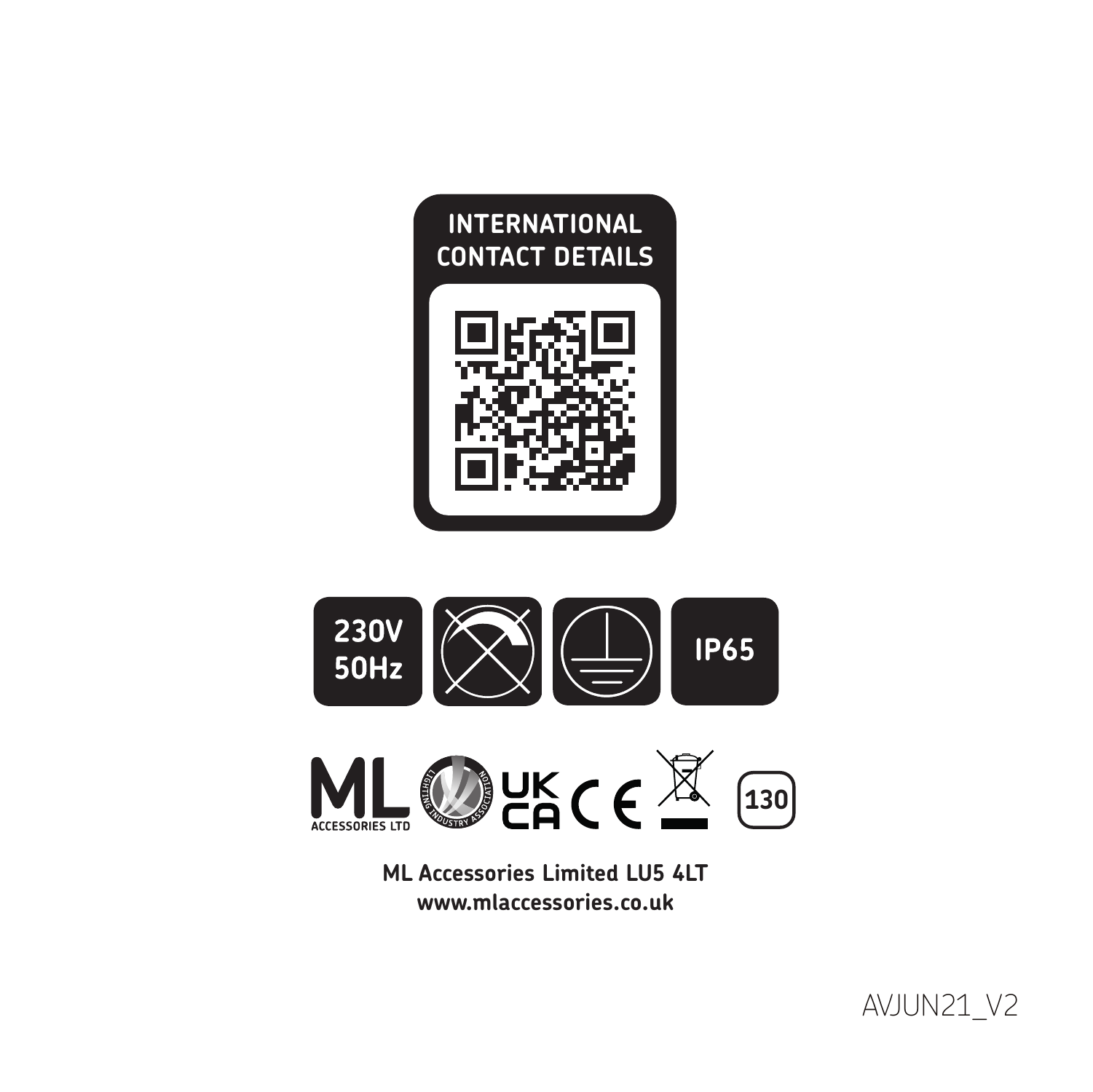**INTERNATIONAL CONTACT DETAILS**

230V 50Hz

IP65

ML ACCESSORIES LTD

LIGHTING INDUSTRY ASSOCIATION

UK CA

CE

130

**ML Accessories Limited LU5 4LT**
**www.mlaccessories.co.uk**

AVJUN21_V2